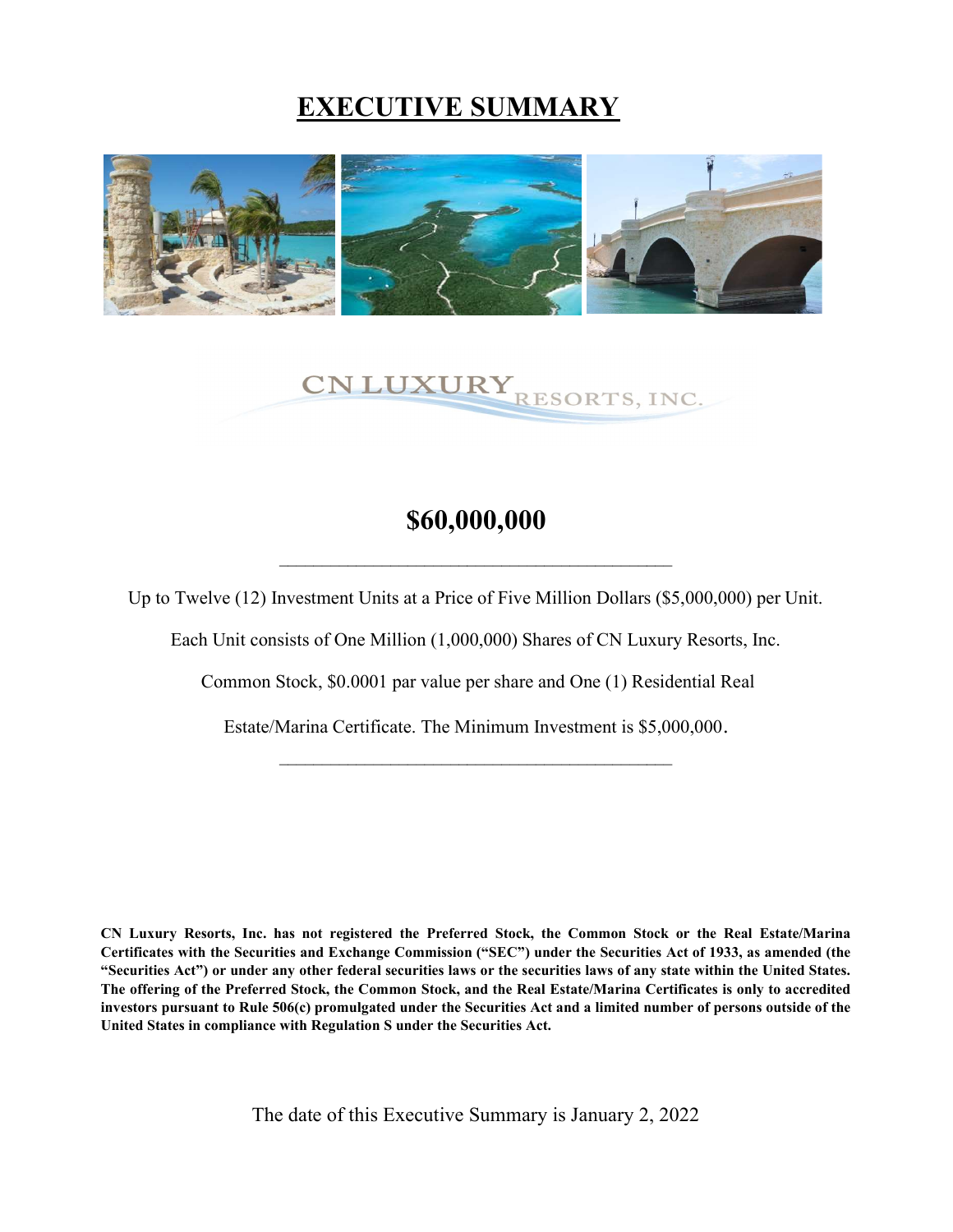# EXECUTIVE SUMMARY

CN LUXURY RESORTS, INC.

## $60,000,000

---

Up to Twelve (12) Investment Units at a Price of Five Million Dollars ($5,000,000) per Unit.

Each Unit consists of One Million (1,000,000) Shares of CN Luxury Resorts, Inc.

Common Stock, $0.0001 par value per share and One (1) Residential Real

Estate/Marina Certificate. The Minimum Investment is $5,000,000.

---

**CN Luxury Resorts, Inc. has not registered the Preferred Stock, the Common Stock or the Real Estate/Marina Certificates with the Securities and Exchange Commission ("SEC") under the Securities Act of 1933, as amended (the "Securities Act") or under any other federal securities laws or the securities laws of any state within the United States. The offering of the Preferred Stock, the Common Stock, and the Real Estate/Marina Certificates is only to accredited investors pursuant to Rule 506(c) promulgated under the Securities Act and a limited number of persons outside of the United States in compliance with Regulation S under the Securities Act.**

The date of this Executive Summary is January 2, 2022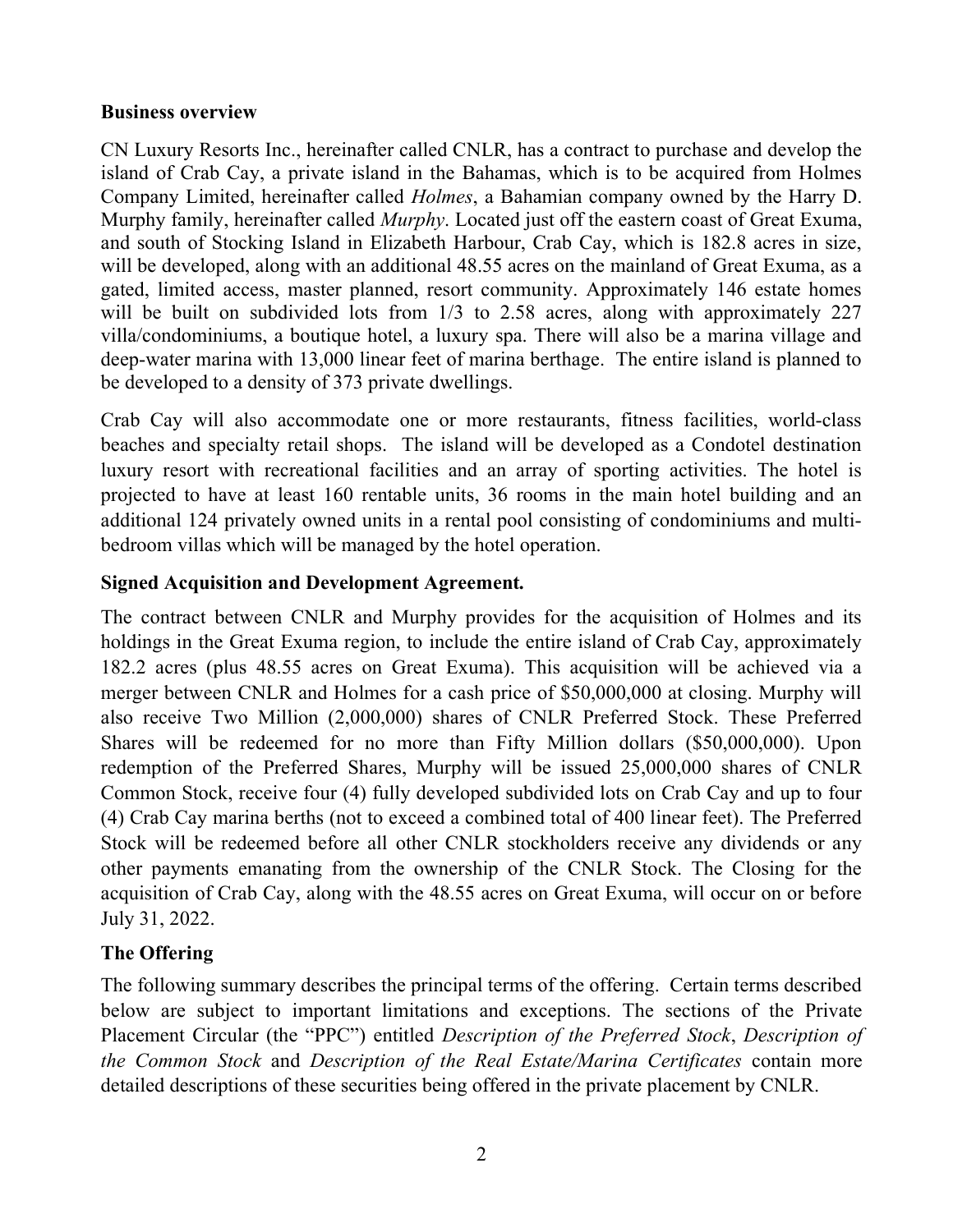**Business overview**

CN Luxury Resorts Inc., hereinafter called CNLR, has a contract to purchase and develop the island of Crab Cay, a private island in the Bahamas, which is to be acquired from Holmes Company Limited, hereinafter called *Holmes*, a Bahamian company owned by the Harry D. Murphy family, hereinafter called *Murphy*. Located just off the eastern coast of Great Exuma, and south of Stocking Island in Elizabeth Harbour, Crab Cay, which is 182.8 acres in size, will be developed, along with an additional 48.55 acres on the mainland of Great Exuma, as a gated, limited access, master planned, resort community. Approximately 146 estate homes will be built on subdivided lots from 1/3 to 2.58 acres, along with approximately 227 villa/condominiums, a boutique hotel, a luxury spa. There will also be a marina village and deep-water marina with 13,000 linear feet of marina berthage. The entire island is planned to be developed to a density of 373 private dwellings.

Crab Cay will also accommodate one or more restaurants, fitness facilities, world-class beaches and specialty retail shops. The island will be developed as a Condotel destination luxury resort with recreational facilities and an array of sporting activities. The hotel is projected to have at least 160 rentable units, 36 rooms in the main hotel building and an additional 124 privately owned units in a rental pool consisting of condominiums and multi-bedroom villas which will be managed by the hotel operation.

**Signed Acquisition and Development Agreement.**

The contract between CNLR and Murphy provides for the acquisition of Holmes and its holdings in the Great Exuma region, to include the entire island of Crab Cay, approximately 182.2 acres (plus 48.55 acres on Great Exuma). This acquisition will be achieved via a merger between CNLR and Holmes for a cash price of $50,000,000 at closing. Murphy will also receive Two Million (2,000,000) shares of CNLR Preferred Stock. These Preferred Shares will be redeemed for no more than Fifty Million dollars ($50,000,000). Upon redemption of the Preferred Shares, Murphy will be issued 25,000,000 shares of CNLR Common Stock, receive four (4) fully developed subdivided lots on Crab Cay and up to four (4) Crab Cay marina berths (not to exceed a combined total of 400 linear feet). The Preferred Stock will be redeemed before all other CNLR stockholders receive any dividends or any other payments emanating from the ownership of the CNLR Stock. The Closing for the acquisition of Crab Cay, along with the 48.55 acres on Great Exuma, will occur on or before July 31, 2022.

**The Offering**

The following summary describes the principal terms of the offering. Certain terms described below are subject to important limitations and exceptions. The sections of the Private Placement Circular (the "PPC") entitled *Description of the Preferred Stock*, *Description of the Common Stock* and *Description of the Real Estate/Marina Certificates* contain more detailed descriptions of these securities being offered in the private placement by CNLR.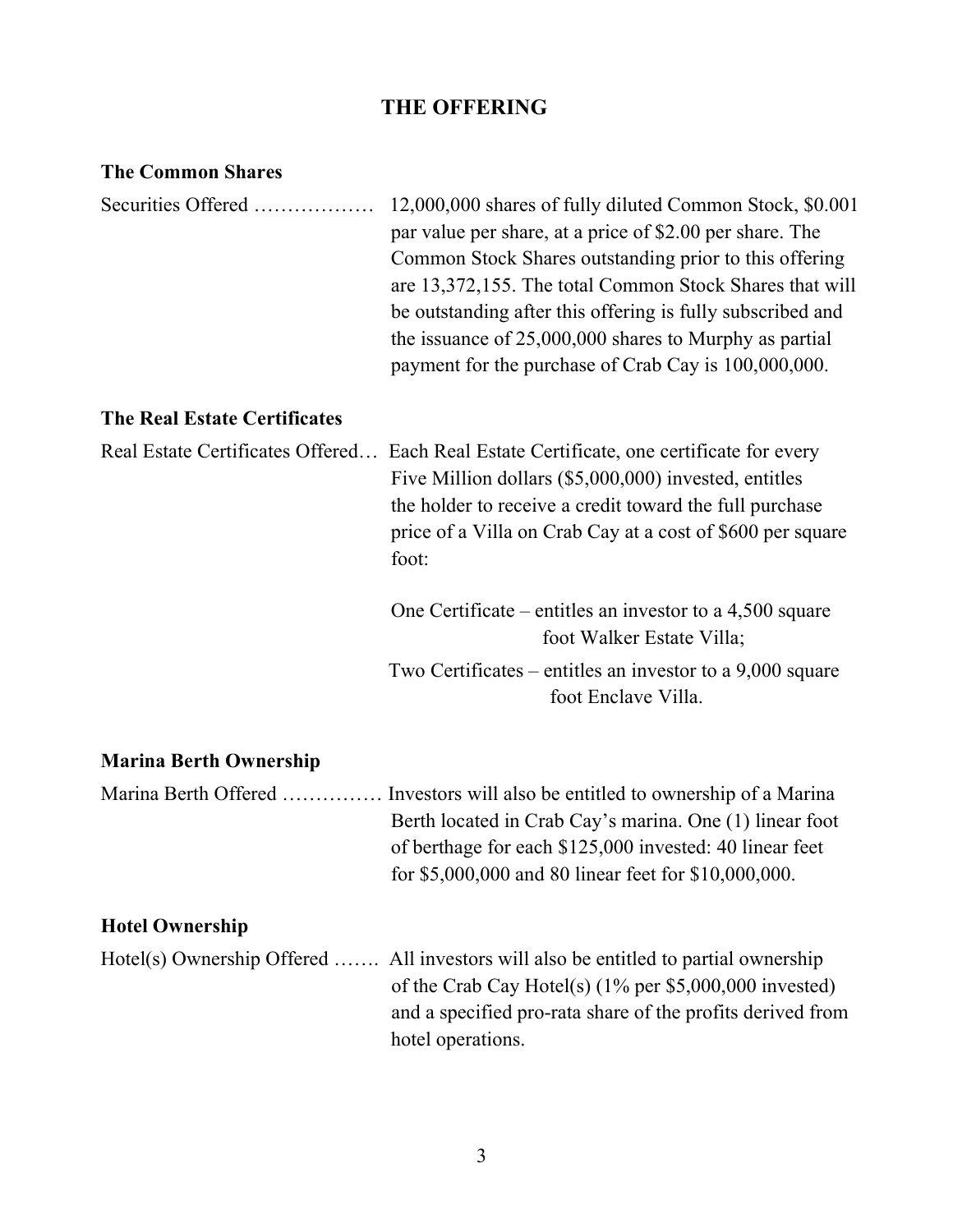# THE OFFERING

## The Common Shares

Securities Offered ……………… 12,000,000 shares of fully diluted Common Stock, $0.001 par value per share, at a price of $2.00 per share. The Common Stock Shares outstanding prior to this offering are 13,372,155. The total Common Stock Shares that will be outstanding after this offering is fully subscribed and the issuance of 25,000,000 shares to Murphy as partial payment for the purchase of Crab Cay is 100,000,000.

## The Real Estate Certificates

Real Estate Certificates Offered… Each Real Estate Certificate, one certificate for every Five Million dollars ($5,000,000) invested, entitles the holder to receive a credit toward the full purchase price of a Villa on Crab Cay at a cost of $600 per square foot:

One Certificate – entitles an investor to a 4,500 square foot Walker Estate Villa;

Two Certificates – entitles an investor to a 9,000 square foot Enclave Villa.

## Marina Berth Ownership

Marina Berth Offered …………… Investors will also be entitled to ownership of a Marina Berth located in Crab Cay's marina. One (1) linear foot of berthage for each $125,000 invested: 40 linear feet for $5,000,000 and 80 linear feet for $10,000,000.

## Hotel Ownership

Hotel(s) Ownership Offered ……. All investors will also be entitled to partial ownership of the Crab Cay Hotel(s) (1% per $5,000,000 invested) and a specified pro-rata share of the profits derived from hotel operations.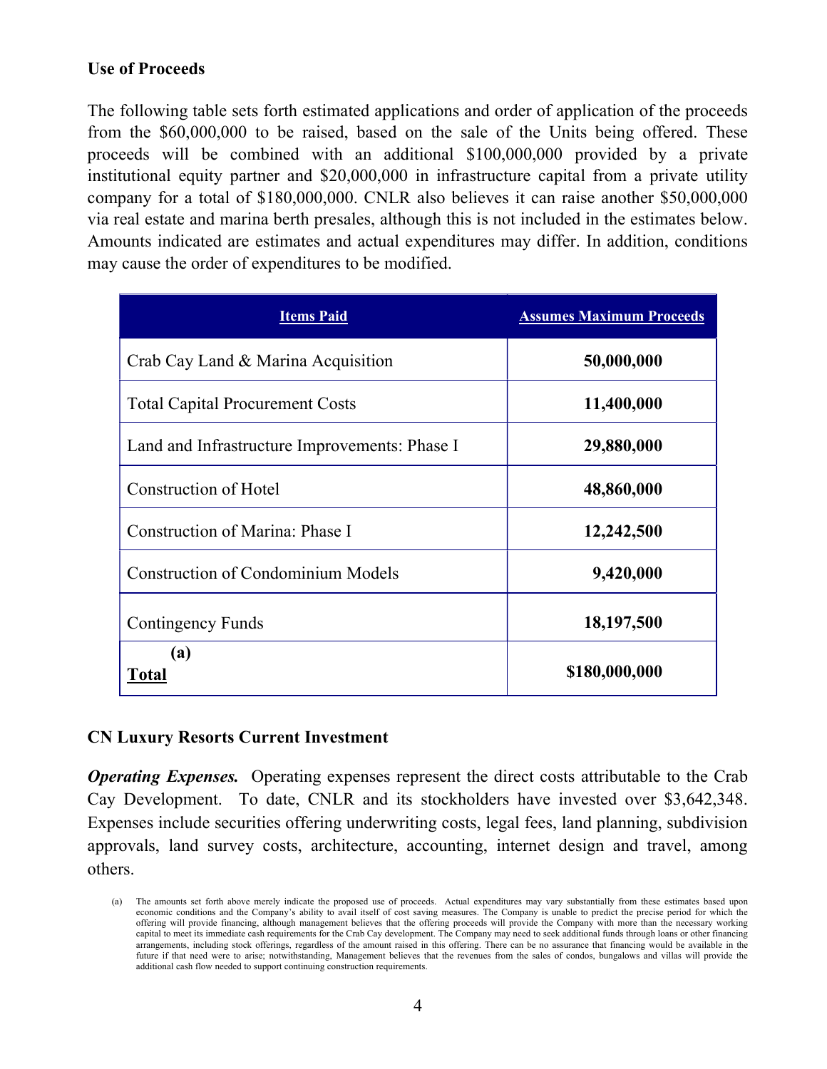## Use of Proceeds

The following table sets forth estimated applications and order of application of the proceeds from the $60,000,000 to be raised, based on the sale of the Units being offered. These proceeds will be combined with an additional $100,000,000 provided by a private institutional equity partner and $20,000,000 in infrastructure capital from a private utility company for a total of $180,000,000. CNLR also believes it can raise another $50,000,000 via real estate and marina berth presales, although this is not included in the estimates below. Amounts indicated are estimates and actual expenditures may differ. In addition, conditions may cause the order of expenditures to be modified.

| Items Paid | Assumes Maximum Proceeds |
|---|---|
| Crab Cay Land & Marina Acquisition | **50,000,000** |
| Total Capital Procurement Costs | **11,400,000** |
| Land and Infrastructure Improvements: Phase I | **29,880,000** |
| Construction of Hotel | **48,860,000** |
| Construction of Marina: Phase I | **12,242,500** |
| Construction of Condominium Models | **9,420,000** |
| Contingency Funds | **18,197,500** |
| **(a) Total** | **$180,000,000** |

## CN Luxury Resorts Current Investment

***Operating Expenses.*** Operating expenses represent the direct costs attributable to the Crab Cay Development. To date, CNLR and its stockholders have invested over $3,642,348. Expenses include securities offering underwriting costs, legal fees, land planning, subdivision approvals, land survey costs, architecture, accounting, internet design and travel, among others.

(a) The amounts set forth above merely indicate the proposed use of proceeds. Actual expenditures may vary substantially from these estimates based upon economic conditions and the Company's ability to avail itself of cost saving measures. The Company is unable to predict the precise period for which the offering will provide financing, although management believes that the offering proceeds will provide the Company with more than the necessary working capital to meet its immediate cash requirements for the Crab Cay development. The Company may need to seek additional funds through loans or other financing arrangements, including stock offerings, regardless of the amount raised in this offering. There can be no assurance that financing would be available in the future if that need were to arise; notwithstanding, Management believes that the revenues from the sales of condos, bungalows and villas will provide the additional cash flow needed to support continuing construction requirements.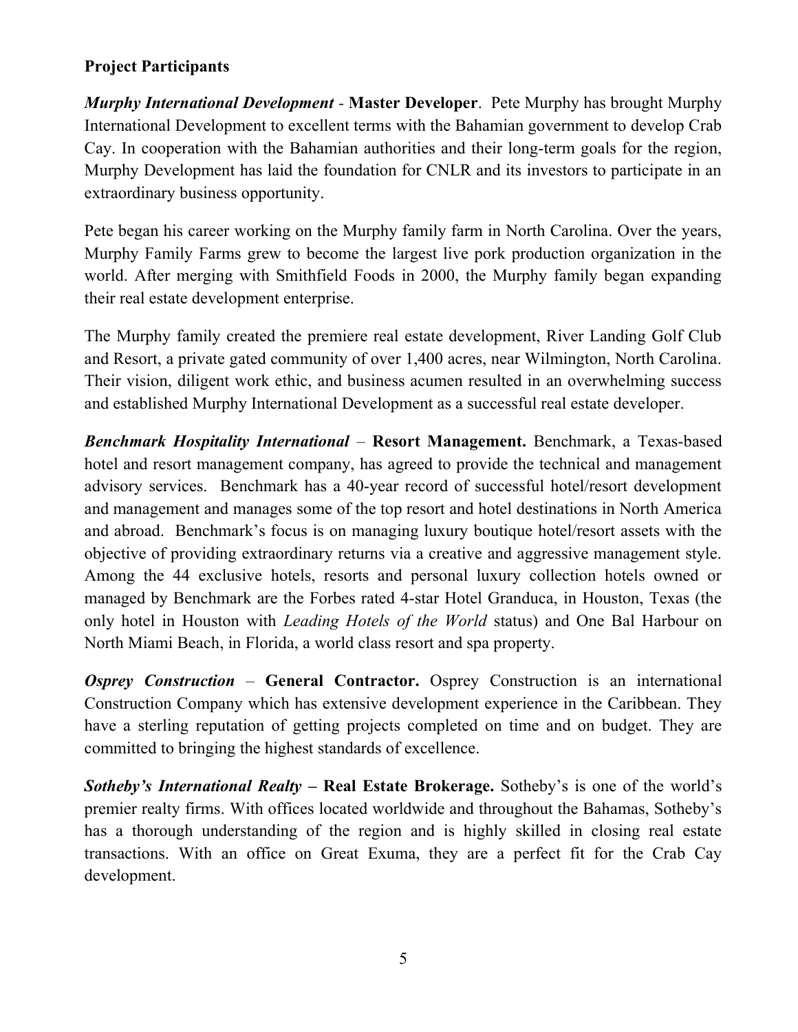**Project Participants**

***Murphy International Development*** - **Master Developer**. Pete Murphy has brought Murphy International Development to excellent terms with the Bahamian government to develop Crab Cay. In cooperation with the Bahamian authorities and their long-term goals for the region, Murphy Development has laid the foundation for CNLR and its investors to participate in an extraordinary business opportunity.

Pete began his career working on the Murphy family farm in North Carolina. Over the years, Murphy Family Farms grew to become the largest live pork production organization in the world. After merging with Smithfield Foods in 2000, the Murphy family began expanding their real estate development enterprise.

The Murphy family created the premiere real estate development, River Landing Golf Club and Resort, a private gated community of over 1,400 acres, near Wilmington, North Carolina. Their vision, diligent work ethic, and business acumen resulted in an overwhelming success and established Murphy International Development as a successful real estate developer.

***Benchmark Hospitality International*** – **Resort Management.** Benchmark, a Texas-based hotel and resort management company, has agreed to provide the technical and management advisory services. Benchmark has a 40-year record of successful hotel/resort development and management and manages some of the top resort and hotel destinations in North America and abroad. Benchmark's focus is on managing luxury boutique hotel/resort assets with the objective of providing extraordinary returns via a creative and aggressive management style. Among the 44 exclusive hotels, resorts and personal luxury collection hotels owned or managed by Benchmark are the Forbes rated 4-star Hotel Granduca, in Houston, Texas (the only hotel in Houston with *Leading Hotels of the World* status) and One Bal Harbour on North Miami Beach, in Florida, a world class resort and spa property.

***Osprey Construction*** – **General Contractor.** Osprey Construction is an international Construction Company which has extensive development experience in the Caribbean. They have a sterling reputation of getting projects completed on time and on budget. They are committed to bringing the highest standards of excellence.

***Sotheby's International Realty*** **– Real Estate Brokerage.** Sotheby's is one of the world's premier realty firms. With offices located worldwide and throughout the Bahamas, Sotheby's has a thorough understanding of the region and is highly skilled in closing real estate transactions. With an office on Great Exuma, they are a perfect fit for the Crab Cay development.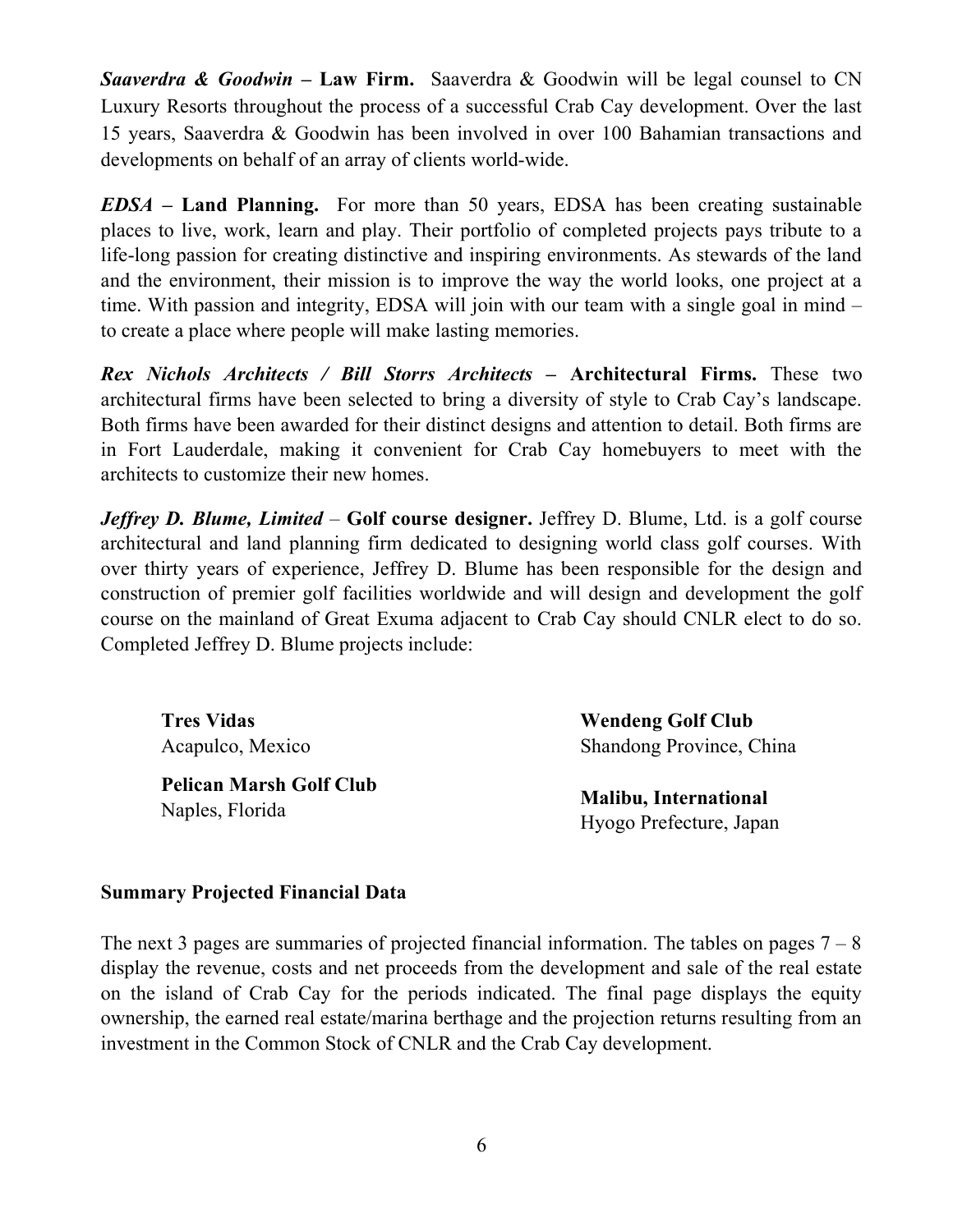***Saaverdra & Goodwin* – Law Firm.** Saaverdra & Goodwin will be legal counsel to CN Luxury Resorts throughout the process of a successful Crab Cay development. Over the last 15 years, Saaverdra & Goodwin has been involved in over 100 Bahamian transactions and developments on behalf of an array of clients world-wide.

***EDSA* – Land Planning.** For more than 50 years, EDSA has been creating sustainable places to live, work, learn and play. Their portfolio of completed projects pays tribute to a life-long passion for creating distinctive and inspiring environments. As stewards of the land and the environment, their mission is to improve the way the world looks, one project at a time. With passion and integrity, EDSA will join with our team with a single goal in mind – to create a place where people will make lasting memories.

***Rex Nichols Architects / Bill Storrs Architects* – Architectural Firms.** These two architectural firms have been selected to bring a diversity of style to Crab Cay's landscape. Both firms have been awarded for their distinct designs and attention to detail. Both firms are in Fort Lauderdale, making it convenient for Crab Cay homebuyers to meet with the architects to customize their new homes.

***Jeffrey D. Blume, Limited* – Golf course designer.** Jeffrey D. Blume, Ltd. is a golf course architectural and land planning firm dedicated to designing world class golf courses. With over thirty years of experience, Jeffrey D. Blume has been responsible for the design and construction of premier golf facilities worldwide and will design and development the golf course on the mainland of Great Exuma adjacent to Crab Cay should CNLR elect to do so. Completed Jeffrey D. Blume projects include:

**Tres Vidas**
Acapulco, Mexico

**Pelican Marsh Golf Club**
Naples, Florida

**Wendeng Golf Club**
Shandong Province, China

**Malibu, International**
Hyogo Prefecture, Japan

**Summary Projected Financial Data**

The next 3 pages are summaries of projected financial information. The tables on pages 7 – 8 display the revenue, costs and net proceeds from the development and sale of the real estate on the island of Crab Cay for the periods indicated. The final page displays the equity ownership, the earned real estate/marina berthage and the projection returns resulting from an investment in the Common Stock of CNLR and the Crab Cay development.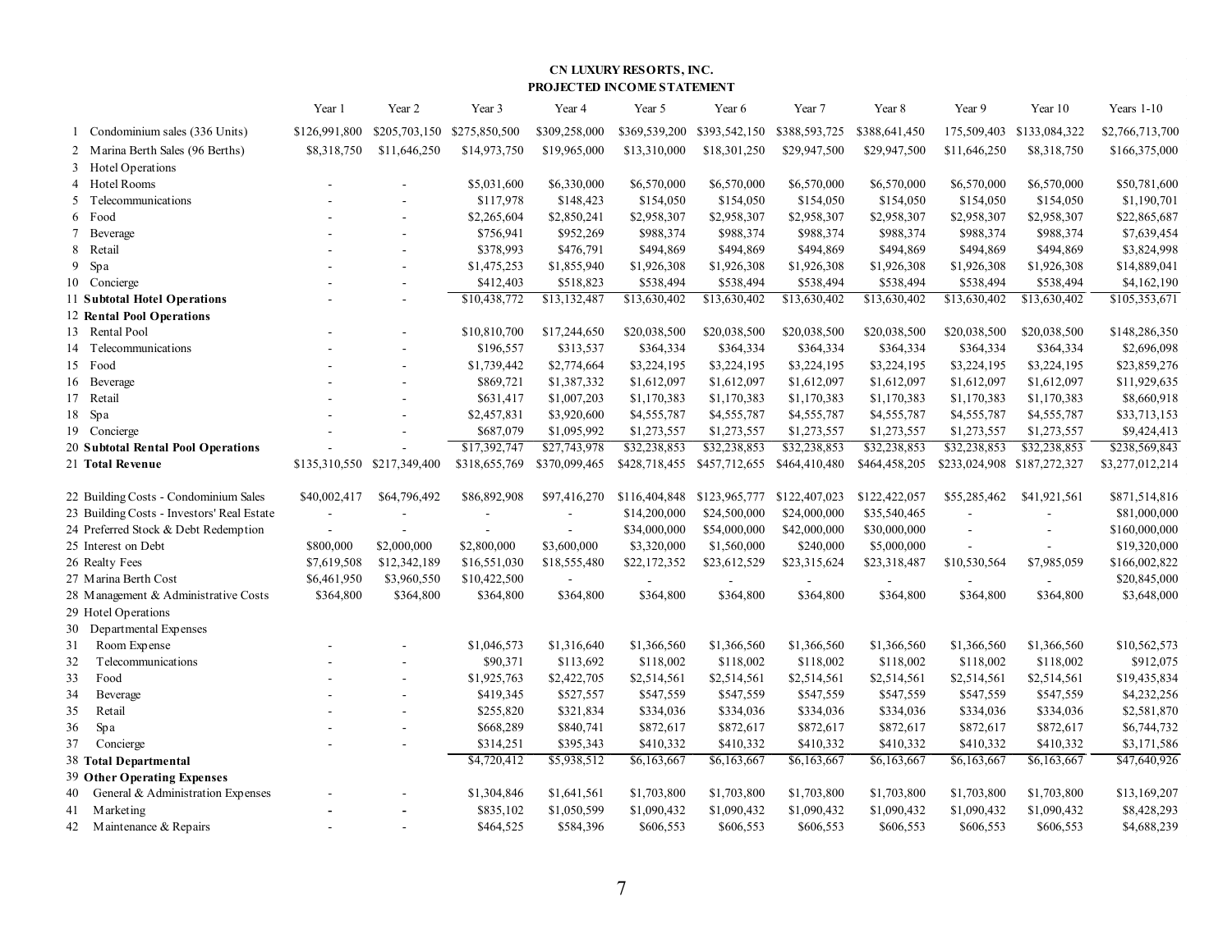## CN LUXURY RESORTS, INC.
## PROJECTED INCOME STATEMENT

| | | Year 1 | Year 2 | Year 3 | Year 4 | Year 5 | Year 6 | Year 7 | Year 8 | Year 9 | Year 10 | Years 1-10 |
|---|---|---|---|---|---|---|---|---|---|---|---|---|
| 1 | Condominium sales (336 Units) | $126,991,800 | $205,703,150 | $275,850,500 | $309,258,000 | $369,539,200 | $393,542,150 | $388,593,725 | $388,641,450 | 175,509,403 | $133,084,322 | $2,766,713,700 |
| 2 | Marina Berth Sales (96 Berths) | $8,318,750 | $11,646,250 | $14,973,750 | $19,965,000 | $13,310,000 | $18,301,250 | $29,947,500 | $29,947,500 | $11,646,250 | $8,318,750 | $166,375,000 |
| 3 | Hotel Operations | | | | | | | | | | | |
| 4 | Hotel Rooms | - | - | $5,031,600 | $6,330,000 | $6,570,000 | $6,570,000 | $6,570,000 | $6,570,000 | $6,570,000 | $6,570,000 | $50,781,600 |
| 5 | Telecommunications | - | - | $117,978 | $148,423 | $154,050 | $154,050 | $154,050 | $154,050 | $154,050 | $154,050 | $1,190,701 |
| 6 | Food | - | - | $2,265,604 | $2,850,241 | $2,958,307 | $2,958,307 | $2,958,307 | $2,958,307 | $2,958,307 | $2,958,307 | $22,865,687 |
| 7 | Beverage | - | - | $756,941 | $952,269 | $988,374 | $988,374 | $988,374 | $988,374 | $988,374 | $988,374 | $7,639,454 |
| 8 | Retail | - | - | $378,993 | $476,791 | $494,869 | $494,869 | $494,869 | $494,869 | $494,869 | $494,869 | $3,824,998 |
| 9 | Spa | - | - | $1,475,253 | $1,855,940 | $1,926,308 | $1,926,308 | $1,926,308 | $1,926,308 | $1,926,308 | $1,926,308 | $14,889,041 |
| 10 | Concierge | - | - | $412,403 | $518,823 | $538,494 | $538,494 | $538,494 | $538,494 | $538,494 | $538,494 | $4,162,190 |
| 11 | **Subtotal Hotel Operations** | - | - | $10,438,772 | $13,132,487 | $13,630,402 | $13,630,402 | $13,630,402 | $13,630,402 | $13,630,402 | $13,630,402 | $105,353,671 |
| 12 | **Rental Pool Operations** | | | | | | | | | | | |
| 13 | Rental Pool | - | - | $10,810,700 | $17,244,650 | $20,038,500 | $20,038,500 | $20,038,500 | $20,038,500 | $20,038,500 | $20,038,500 | $148,286,350 |
| 14 | Telecommunications | - | - | $196,557 | $313,537 | $364,334 | $364,334 | $364,334 | $364,334 | $364,334 | $364,334 | $2,696,098 |
| 15 | Food | - | - | $1,739,442 | $2,774,664 | $3,224,195 | $3,224,195 | $3,224,195 | $3,224,195 | $3,224,195 | $3,224,195 | $23,859,276 |
| 16 | Beverage | - | - | $869,721 | $1,387,332 | $1,612,097 | $1,612,097 | $1,612,097 | $1,612,097 | $1,612,097 | $1,612,097 | $11,929,635 |
| 17 | Retail | - | - | $631,417 | $1,007,203 | $1,170,383 | $1,170,383 | $1,170,383 | $1,170,383 | $1,170,383 | $1,170,383 | $8,660,918 |
| 18 | Spa | - | - | $2,457,831 | $3,920,600 | $4,555,787 | $4,555,787 | $4,555,787 | $4,555,787 | $4,555,787 | $4,555,787 | $33,713,153 |
| 19 | Concierge | - | - | $687,079 | $1,095,992 | $1,273,557 | $1,273,557 | $1,273,557 | $1,273,557 | $1,273,557 | $1,273,557 | $9,424,413 |
| 20 | **Subtotal Rental Pool Operations** | - | - | $17,392,747 | $27,743,978 | $32,238,853 | $32,238,853 | $32,238,853 | $32,238,853 | $32,238,853 | $32,238,853 | $238,569,843 |
| 21 | **Total Revenue** | $135,310,550 | $217,349,400 | $318,655,769 | $370,099,465 | $428,718,455 | $457,712,655 | $464,410,480 | $464,458,205 | $233,024,908 | $187,272,327 | $3,277,012,214 |
| 22 | Building Costs - Condominium Sales | $40,002,417 | $64,796,492 | $86,892,908 | $97,416,270 | $116,404,848 | $123,965,777 | $122,407,023 | $122,422,057 | $55,285,462 | $41,921,561 | $871,514,816 |
| 23 | Building Costs - Investors' Real Estate | - | - | - | - | $14,200,000 | $24,500,000 | $24,000,000 | $35,540,465 | - | - | $81,000,000 |
| 24 | Preferred Stock & Debt Redemption | - | - | - | - | $34,000,000 | $54,000,000 | $42,000,000 | $30,000,000 | - | - | $160,000,000 |
| 25 | Interest on Debt | $800,000 | $2,000,000 | $2,800,000 | $3,600,000 | $3,320,000 | $1,560,000 | $240,000 | $5,000,000 | - | - | $19,320,000 |
| 26 | Realty Fees | $7,619,508 | $12,342,189 | $16,551,030 | $18,555,480 | $22,172,352 | $23,612,529 | $23,315,624 | $23,318,487 | $10,530,564 | $7,985,059 | $166,002,822 |
| 27 | Marina Berth Cost | $6,461,950 | $3,960,550 | $10,422,500 | - | - | - | - | - | - | - | $20,845,000 |
| 28 | Management & Administrative Costs | $364,800 | $364,800 | $364,800 | $364,800 | $364,800 | $364,800 | $364,800 | $364,800 | $364,800 | $364,800 | $3,648,000 |
| 29 | Hotel Operations | | | | | | | | | | | |
| 30 | Departmental Expenses | | | | | | | | | | | |
| 31 | Room Expense | - | - | $1,046,573 | $1,316,640 | $1,366,560 | $1,366,560 | $1,366,560 | $1,366,560 | $1,366,560 | $1,366,560 | $10,562,573 |
| 32 | Telecommunications | - | - | $90,371 | $113,692 | $118,002 | $118,002 | $118,002 | $118,002 | $118,002 | $118,002 | $912,075 |
| 33 | Food | - | - | $1,925,763 | $2,422,705 | $2,514,561 | $2,514,561 | $2,514,561 | $2,514,561 | $2,514,561 | $2,514,561 | $19,435,834 |
| 34 | Beverage | - | - | $419,345 | $527,557 | $547,559 | $547,559 | $547,559 | $547,559 | $547,559 | $547,559 | $4,232,256 |
| 35 | Retail | - | - | $255,820 | $321,834 | $334,036 | $334,036 | $334,036 | $334,036 | $334,036 | $334,036 | $2,581,870 |
| 36 | Spa | - | - | $668,289 | $840,741 | $872,617 | $872,617 | $872,617 | $872,617 | $872,617 | $872,617 | $6,744,732 |
| 37 | Concierge | - | - | $314,251 | $395,343 | $410,332 | $410,332 | $410,332 | $410,332 | $410,332 | $410,332 | $3,171,586 |
| 38 | **Total Departmental** | | | $4,720,412 | $5,938,512 | $6,163,667 | $6,163,667 | $6,163,667 | $6,163,667 | $6,163,667 | $6,163,667 | $47,640,926 |
| 39 | **Other Operating Expenses** | | | | | | | | | | | |
| 40 | General & Administration Expenses | - | - | $1,304,846 | $1,641,561 | $1,703,800 | $1,703,800 | $1,703,800 | $1,703,800 | $1,703,800 | $1,703,800 | $13,169,207 |
| 41 | Marketing | - | - | $835,102 | $1,050,599 | $1,090,432 | $1,090,432 | $1,090,432 | $1,090,432 | $1,090,432 | $1,090,432 | $8,428,293 |
| 42 | Maintenance & Repairs | - | - | $464,525 | $584,396 | $606,553 | $606,553 | $606,553 | $606,553 | $606,553 | $606,553 | $4,688,239 |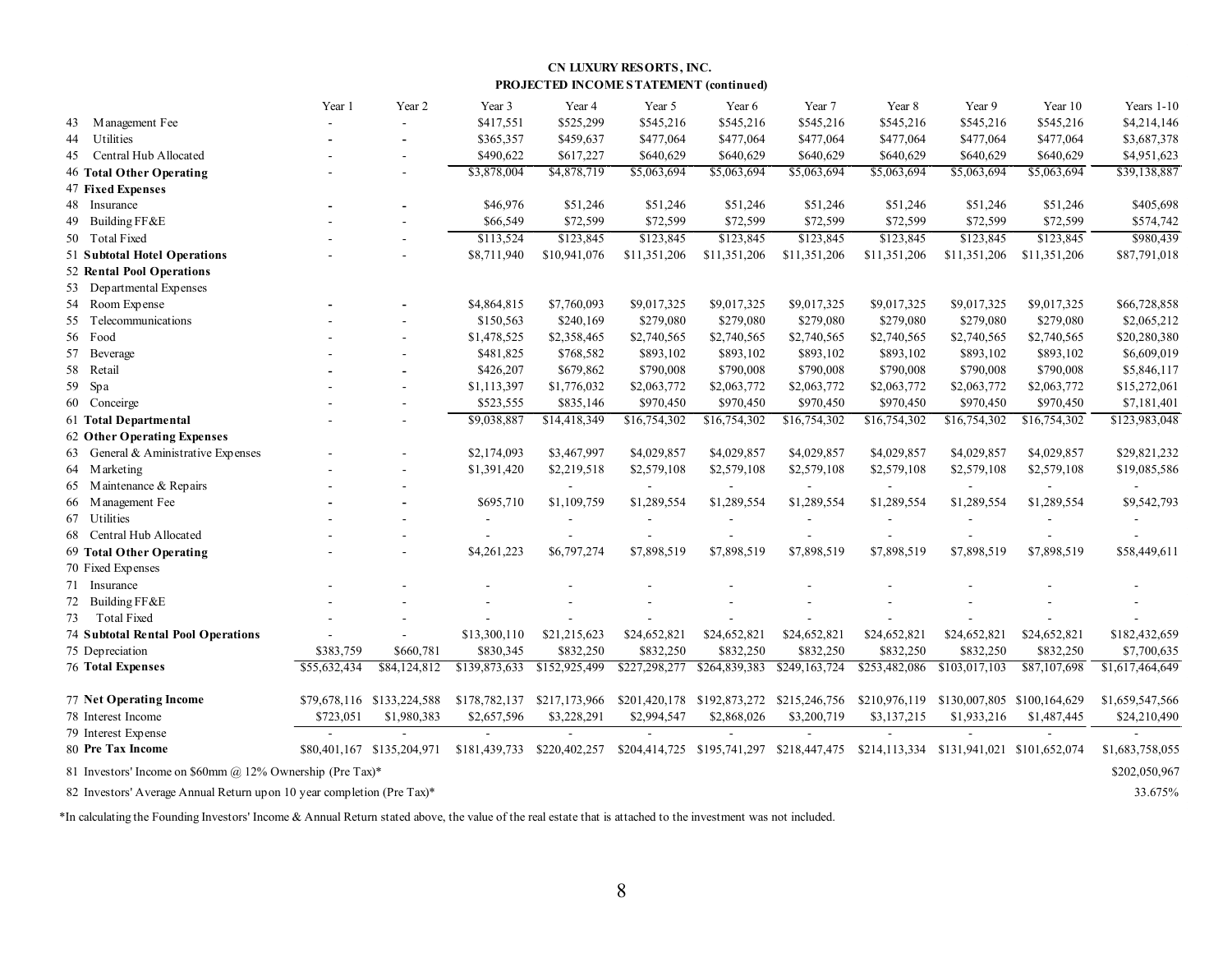**CN LUXURY RESORTS, INC.**
**PROJECTED INCOME STATEMENT (continued)**

| | | Year 1 | Year 2 | Year 3 | Year 4 | Year 5 | Year 6 | Year 7 | Year 8 | Year 9 | Year 10 | Years 1-10 |
|---|---|---|---|---|---|---|---|---|---|---|---|---|
| 43 | Management Fee | - | - | $417,551 | $525,299 | $545,216 | $545,216 | $545,216 | $545,216 | $545,216 | $545,216 | $4,214,146 |
| 44 | Utilities | - | - | $365,357 | $459,637 | $477,064 | $477,064 | $477,064 | $477,064 | $477,064 | $477,064 | $3,687,378 |
| 45 | Central Hub Allocated | - | - | $490,622 | $617,227 | $640,629 | $640,629 | $640,629 | $640,629 | $640,629 | $640,629 | $4,951,623 |
| 46 | **Total Other Operating** | - | - | $3,878,004 | $4,878,719 | $5,063,694 | $5,063,694 | $5,063,694 | $5,063,694 | $5,063,694 | $5,063,694 | $39,138,887 |
| 47 | **Fixed Expenses** | | | | | | | | | | | |
| 48 | Insurance | - | - | $46,976 | $51,246 | $51,246 | $51,246 | $51,246 | $51,246 | $51,246 | $51,246 | $405,698 |
| 49 | Building FF&E | - | - | $66,549 | $72,599 | $72,599 | $72,599 | $72,599 | $72,599 | $72,599 | $72,599 | $574,742 |
| 50 | Total Fixed | - | - | $113,524 | $123,845 | $123,845 | $123,845 | $123,845 | $123,845 | $123,845 | $123,845 | $980,439 |
| 51 | **Subtotal Hotel Operations** | - | - | $8,711,940 | $10,941,076 | $11,351,206 | $11,351,206 | $11,351,206 | $11,351,206 | $11,351,206 | $11,351,206 | $87,791,018 |
| 52 | **Rental Pool Operations** | | | | | | | | | | | |
| 53 | Departmental Expenses | | | | | | | | | | | |
| 54 | Room Expense | - | - | $4,864,815 | $7,760,093 | $9,017,325 | $9,017,325 | $9,017,325 | $9,017,325 | $9,017,325 | $9,017,325 | $66,728,858 |
| 55 | Telecommunications | - | - | $150,563 | $240,169 | $279,080 | $279,080 | $279,080 | $279,080 | $279,080 | $279,080 | $2,065,212 |
| 56 | Food | - | - | $1,478,525 | $2,358,465 | $2,740,565 | $2,740,565 | $2,740,565 | $2,740,565 | $2,740,565 | $2,740,565 | $20,280,380 |
| 57 | Beverage | - | - | $481,825 | $768,582 | $893,102 | $893,102 | $893,102 | $893,102 | $893,102 | $893,102 | $6,609,019 |
| 58 | Retail | - | - | $426,207 | $679,862 | $790,008 | $790,008 | $790,008 | $790,008 | $790,008 | $790,008 | $5,846,117 |
| 59 | Spa | - | - | $1,113,397 | $1,776,032 | $2,063,772 | $2,063,772 | $2,063,772 | $2,063,772 | $2,063,772 | $2,063,772 | $15,272,061 |
| 60 | Conceirge | - | - | $523,555 | $835,146 | $970,450 | $970,450 | $970,450 | $970,450 | $970,450 | $970,450 | $7,181,401 |
| 61 | **Total Departmental** | - | - | $9,038,887 | $14,418,349 | $16,754,302 | $16,754,302 | $16,754,302 | $16,754,302 | $16,754,302 | $16,754,302 | $123,983,048 |
| 62 | **Other Operating Expenses** | | | | | | | | | | | |
| 63 | General & Aministrative Expenses | - | - | $2,174,093 | $3,467,997 | $4,029,857 | $4,029,857 | $4,029,857 | $4,029,857 | $4,029,857 | $4,029,857 | $29,821,232 |
| 64 | Marketing | - | - | $1,391,420 | $2,219,518 | $2,579,108 | $2,579,108 | $2,579,108 | $2,579,108 | $2,579,108 | $2,579,108 | $19,085,586 |
| 65 | Maintenance & Repairs | - | - | | - | - | - | - | - | - | - | - |
| 66 | Management Fee | - | - | $695,710 | $1,109,759 | $1,289,554 | $1,289,554 | $1,289,554 | $1,289,554 | $1,289,554 | $1,289,554 | $9,542,793 |
| 67 | Utilities | - | - | - | - | - | - | - | - | - | - | - |
| 68 | Central Hub Allocated | - | - | - | - | - | - | - | - | - | - | - |
| 69 | **Total Other Operating** | - | - | $4,261,223 | $6,797,274 | $7,898,519 | $7,898,519 | $7,898,519 | $7,898,519 | $7,898,519 | $7,898,519 | $58,449,611 |
| 70 | Fixed Expenses | | | | | | | | | | | |
| 71 | Insurance | - | - | - | - | - | - | - | - | - | - | - |
| 72 | Building FF&E | - | - | - | - | - | - | - | - | - | - | - |
| 73 | Total Fixed | - | - | - | - | - | - | - | - | - | - | - |
| 74 | **Subtotal Rental Pool Operations** | - | - | $13,300,110 | $21,215,623 | $24,652,821 | $24,652,821 | $24,652,821 | $24,652,821 | $24,652,821 | $24,652,821 | $182,432,659 |
| 75 | Depreciation | $383,759 | $660,781 | $830,345 | $832,250 | $832,250 | $832,250 | $832,250 | $832,250 | $832,250 | $832,250 | $7,700,635 |
| 76 | **Total Expenses** | $55,632,434 | $84,124,812 | $139,873,633 | $152,925,499 | $227,298,277 | $264,839,383 | $249,163,724 | $253,482,086 | $103,017,103 | $87,107,698 | $1,617,464,649 |
| 77 | **Net Operating Income** | $79,678,116 | $133,224,588 | $178,782,137 | $217,173,966 | $201,420,178 | $192,873,272 | $215,246,756 | $210,976,119 | $130,007,805 | $100,164,629 | $1,659,547,566 |
| 78 | Interest Income | $723,051 | $1,980,383 | $2,657,596 | $3,228,291 | $2,994,547 | $2,868,026 | $3,200,719 | $3,137,215 | $1,933,216 | $1,487,445 | $24,210,490 |
| 79 | Interest Expense | - | - | - | - | - | - | - | - | - | - | - |
| 80 | **Pre Tax Income** | $80,401,167 | $135,204,971 | $181,439,733 | $220,402,257 | $204,414,725 | $195,741,297 | $218,447,475 | $214,113,334 | $131,941,021 | $101,652,074 | $1,683,758,055 |
| 81 | Investors' Income on $60mm @ 12% Ownership (Pre Tax)* | | | | | | | | | | | $202,050,967 |
| 82 | Investors' Average Annual Return upon 10 year completion (Pre Tax)* | | | | | | | | | | | 33.675% |

*In calculating the Founding Investors' Income & Annual Return stated above, the value of the real estate that is attached to the investment was not included.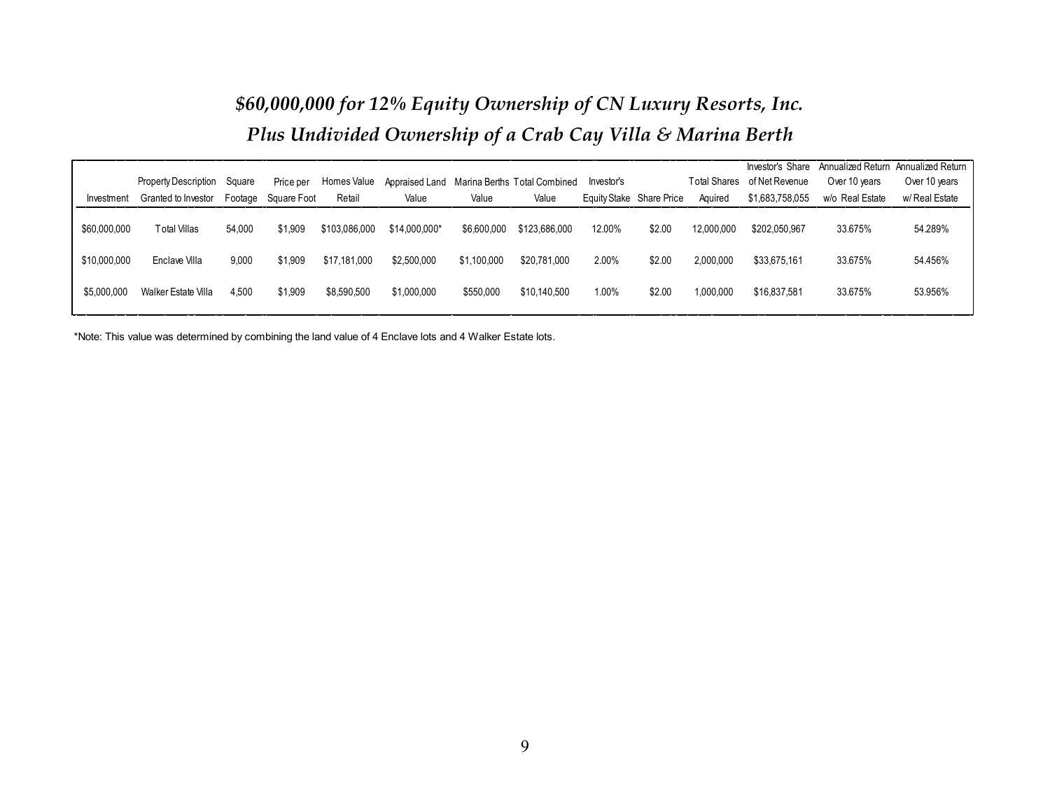## *$60,000,000 for 12% Equity Ownership of CN Luxury Resorts, Inc.*
## *Plus Undivided Ownership of a Crab Cay Villa & Marina Berth*

| Investment | Property Description Granted to Investor | Square Footage | Price per Square Foot | Homes Value Retail | Appraised Land Value | Marina Berths Value | Total Combined Value | Investor's Equity Stake | Share Price | Total Shares Aquired | Investor's Share of Net Revenue $1,683,758,055 | Annualized Return Over 10 years w/o Real Estate | Annualized Return Over 10 years w/ Real Estate |
|---|---|---|---|---|---|---|---|---|---|---|---|---|---|
| $60,000,000 | Total Villas | 54,000 | $1,909 | $103,086,000 | $14,000,000* | $6,600,000 | $123,686,000 | 12.00% | $2.00 | 12,000,000 | $202,050,967 | 33.675% | 54.289% |
| $10,000,000 | Enclave Villa | 9,000 | $1,909 | $17,181,000 | $2,500,000 | $1,100,000 | $20,781,000 | 2.00% | $2.00 | 2,000,000 | $33,675,161 | 33.675% | 54.456% |
| $5,000,000 | Walker Estate Villa | 4,500 | $1,909 | $8,590,500 | $1,000,000 | $550,000 | $10,140,500 | 1.00% | $2.00 | 1,000,000 | $16,837,581 | 33.675% | 53.956% |

*Note: This value was determined by combining the land value of 4 Enclave lots and 4 Walker Estate lots.